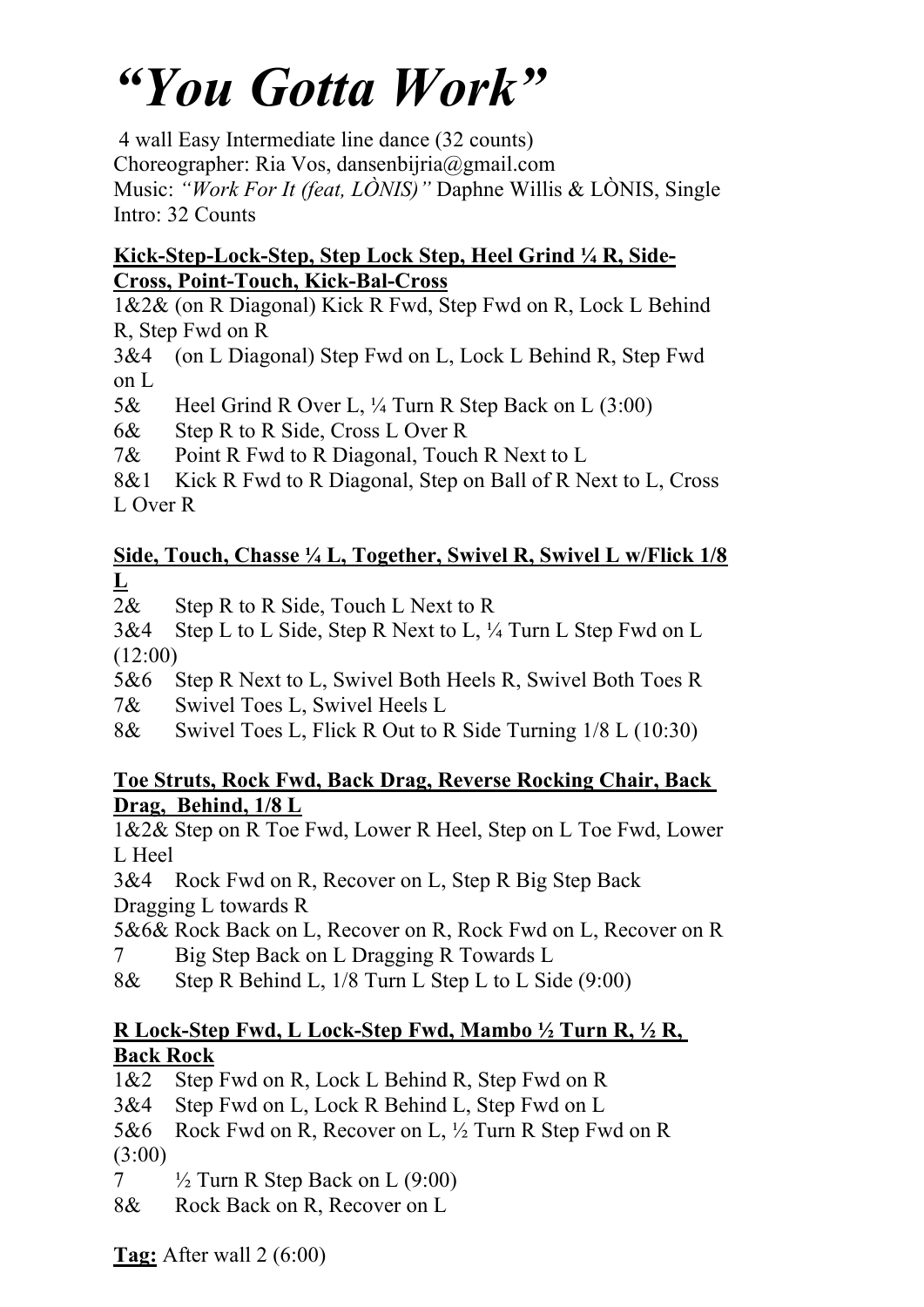# *"You Gotta Work"*

4 wall Easy Intermediate line dance (32 counts)
Choreographer: Ria Vos, dansenbijria@gmail.com
Music: *"Work For It (feat, LÒNIS)"* Daphne Willis & LÒNIS, Single
Intro: 32 Counts

**Kick-Step-Lock-Step, Step Lock Step, Heel Grind ¼ R, Side-Cross, Point-Touch, Kick-Bal-Cross**

1&2& (on R Diagonal) Kick R Fwd, Step Fwd on R, Lock L Behind R, Step Fwd on R
3&4 (on L Diagonal) Step Fwd on L, Lock L Behind R, Step Fwd on L
5& Heel Grind R Over L, ¼ Turn R Step Back on L (3:00)
6& Step R to R Side, Cross L Over R
7& Point R Fwd to R Diagonal, Touch R Next to L
8&1 Kick R Fwd to R Diagonal, Step on Ball of R Next to L, Cross L Over R

**Side, Touch, Chasse ¼ L, Together, Swivel R, Swivel L w/Flick 1/8 L**

2& Step R to R Side, Touch L Next to R
3&4 Step L to L Side, Step R Next to L, ¼ Turn L Step Fwd on L (12:00)
5&6 Step R Next to L, Swivel Both Heels R, Swivel Both Toes R
7& Swivel Toes L, Swivel Heels L
8& Swivel Toes L, Flick R Out to R Side Turning 1/8 L (10:30)

**Toe Struts, Rock Fwd, Back Drag, Reverse Rocking Chair, Back Drag, Behind, 1/8 L**

1&2& Step on R Toe Fwd, Lower R Heel, Step on L Toe Fwd, Lower L Heel
3&4 Rock Fwd on R, Recover on L, Step R Big Step Back Dragging L towards R
5&6& Rock Back on L, Recover on R, Rock Fwd on L, Recover on R
7 Big Step Back on L Dragging R Towards L
8& Step R Behind L, 1/8 Turn L Step L to L Side (9:00)

**R Lock-Step Fwd, L Lock-Step Fwd, Mambo ½ Turn R, ½ R, Back Rock**

1&2 Step Fwd on R, Lock L Behind R, Step Fwd on R
3&4 Step Fwd on L, Lock R Behind L, Step Fwd on L
5&6 Rock Fwd on R, Recover on L, ½ Turn R Step Fwd on R (3:00)
7 ½ Turn R Step Back on L (9:00)
8& Rock Back on R, Recover on L

**Tag:** After wall 2 (6:00)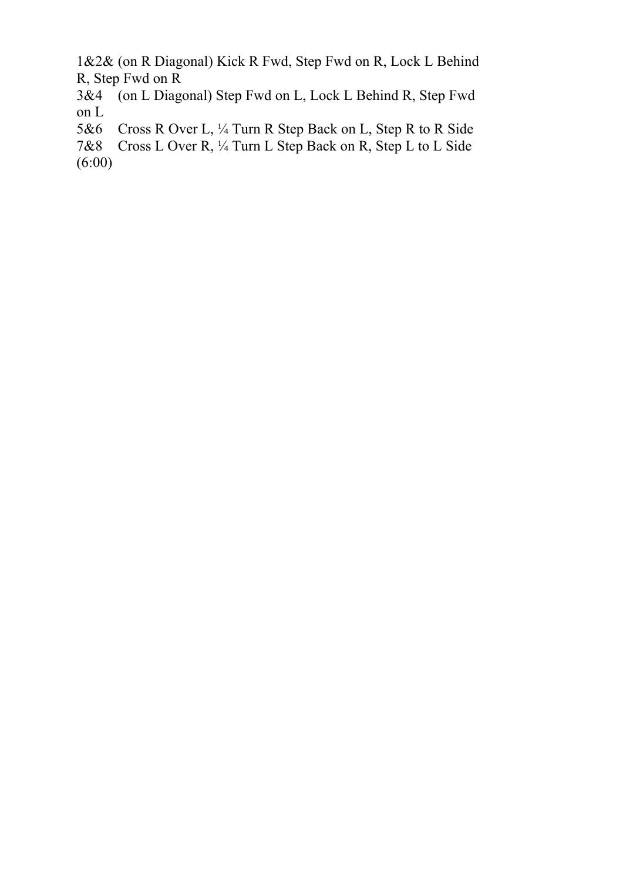1&2& (on R Diagonal) Kick R Fwd, Step Fwd on R, Lock L Behind R, Step Fwd on R
3&4 (on L Diagonal) Step Fwd on L, Lock L Behind R, Step Fwd on L
5&6 Cross R Over L, ¼ Turn R Step Back on L, Step R to R Side
7&8 Cross L Over R, ¼ Turn L Step Back on R, Step L to L Side (6:00)